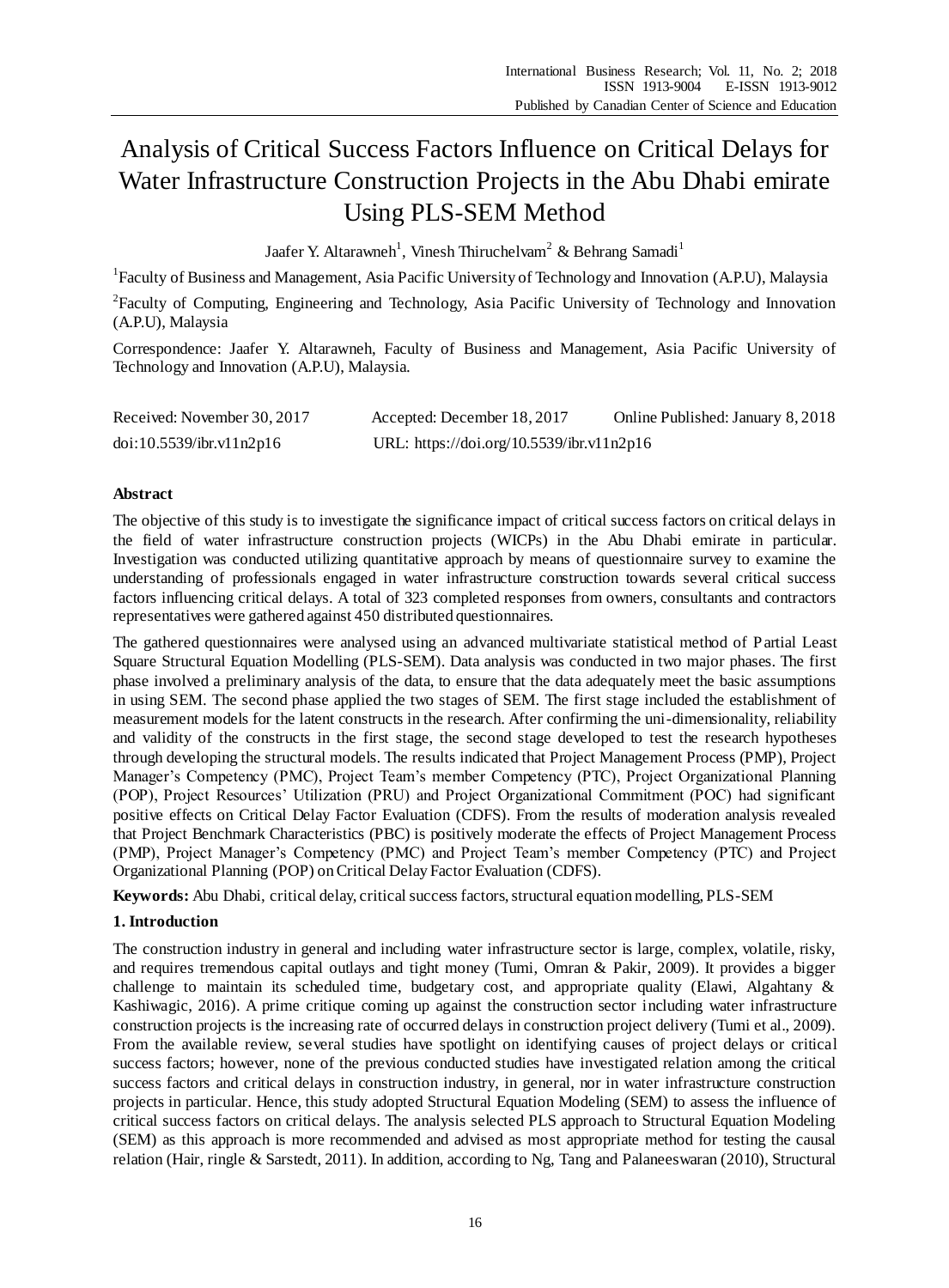# Analysis of Critical Success Factors Influence on Critical Delays for Water Infrastructure Construction Projects in the Abu Dhabi emirate Using PLS-SEM Method

Jaafer Y. Altarawneh[1], Vinesh Thiruchelvam[2] & Behrang Samadi[1]

[1]Faculty of Business and Management, Asia Pacific University of Technology and Innovation (A.P.U), Malaysia

[2]Faculty of Computing, Engineering and Technology, Asia Pacific University of Technology and Innovation (A.P.U), Malaysia

Correspondence: Jaafer Y. Altarawneh, Faculty of Business and Management, Asia Pacific University of Technology and Innovation (A.P.U), Malaysia.

Received: November 30, 2017 Accepted: December 18, 2017 Online Published: January 8, 2018

doi:10.5539/ibr.v11n2p16 URL: https://doi.org/10.5539/ibr.v11n2p16

## Abstract

The objective of this study is to investigate the significance impact of critical success factors on critical delays in the field of water infrastructure construction projects (WICPs) in the Abu Dhabi emirate in particular. Investigation was conducted utilizing quantitative approach by means of questionnaire survey to examine the understanding of professionals engaged in water infrastructure construction towards several critical success factors influencing critical delays. A total of 323 completed responses from owners, consultants and contractors representatives were gathered against 450 distributed questionnaires.

The gathered questionnaires were analysed using an advanced multivariate statistical method of Partial Least Square Structural Equation Modelling (PLS-SEM). Data analysis was conducted in two major phases. The first phase involved a preliminary analysis of the data, to ensure that the data adequately meet the basic assumptions in using SEM. The second phase applied the two stages of SEM. The first stage included the establishment of measurement models for the latent constructs in the research. After confirming the uni-dimensionality, reliability and validity of the constructs in the first stage, the second stage developed to test the research hypotheses through developing the structural models. The results indicated that Project Management Process (PMP), Project Manager's Competency (PMC), Project Team's member Competency (PTC), Project Organizational Planning (POP), Project Resources' Utilization (PRU) and Project Organizational Commitment (POC) had significant positive effects on Critical Delay Factor Evaluation (CDFS). From the results of moderation analysis revealed that Project Benchmark Characteristics (PBC) is positively moderate the effects of Project Management Process (PMP), Project Manager's Competency (PMC) and Project Team's member Competency (PTC) and Project Organizational Planning (POP) on Critical Delay Factor Evaluation (CDFS).

**Keywords:** Abu Dhabi, critical delay, critical success factors, structural equation modelling, PLS-SEM

## 1. Introduction

The construction industry in general and including water infrastructure sector is large, complex, volatile, risky, and requires tremendous capital outlays and tight money (Tumi, Omran & Pakir, 2009). It provides a bigger challenge to maintain its scheduled time, budgetary cost, and appropriate quality (Elawi, Algahtany & Kashiwagic, 2016). A prime critique coming up against the construction sector including water infrastructure construction projects is the increasing rate of occurred delays in construction project delivery (Tumi et al., 2009). From the available review, several studies have spotlight on identifying causes of project delays or critical success factors; however, none of the previous conducted studies have investigated relation among the critical success factors and critical delays in construction industry, in general, nor in water infrastructure construction projects in particular. Hence, this study adopted Structural Equation Modeling (SEM) to assess the influence of critical success factors on critical delays. The analysis selected PLS approach to Structural Equation Modeling (SEM) as this approach is more recommended and advised as most appropriate method for testing the causal relation (Hair, ringle & Sarstedt, 2011). In addition, according to Ng, Tang and Palaneeswaran (2010), Structural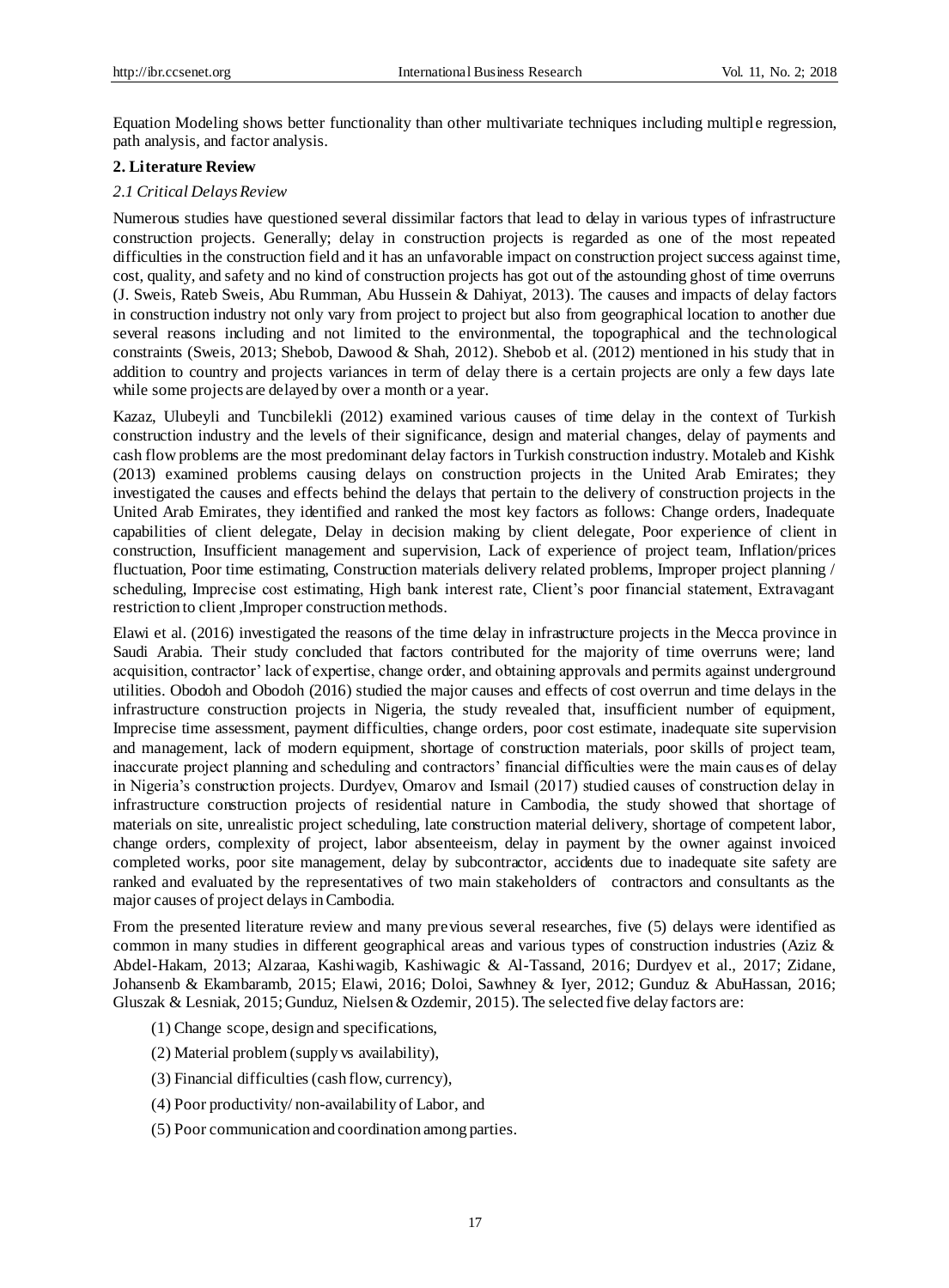Equation Modeling shows better functionality than other multivariate techniques including multiple regression, path analysis, and factor analysis.

## 2. Literature Review

### *2.1 Critical Delays Review*

Numerous studies have questioned several dissimilar factors that lead to delay in various types of infrastructure construction projects. Generally; delay in construction projects is regarded as one of the most repeated difficulties in the construction field and it has an unfavorable impact on construction project success against time, cost, quality, and safety and no kind of construction projects has got out of the astounding ghost of time overruns (J. Sweis, Rateb Sweis, Abu Rumman, Abu Hussein & Dahiyat, 2013). The causes and impacts of delay factors in construction industry not only vary from project to project but also from geographical location to another due several reasons including and not limited to the environmental, the topographical and the technological constraints (Sweis, 2013; Shebob, Dawood & Shah, 2012). Shebob et al. (2012) mentioned in his study that in addition to country and projects variances in term of delay there is a certain projects are only a few days late while some projects are delayed by over a month or a year.

Kazaz, Ulubeyli and Tuncbilekli (2012) examined various causes of time delay in the context of Turkish construction industry and the levels of their significance, design and material changes, delay of payments and cash flow problems are the most predominant delay factors in Turkish construction industry. Motaleb and Kishk (2013) examined problems causing delays on construction projects in the United Arab Emirates; they investigated the causes and effects behind the delays that pertain to the delivery of construction projects in the United Arab Emirates, they identified and ranked the most key factors as follows: Change orders, Inadequate capabilities of client delegate, Delay in decision making by client delegate, Poor experience of client in construction, Insufficient management and supervision, Lack of experience of project team, Inflation/prices fluctuation, Poor time estimating, Construction materials delivery related problems, Improper project planning / scheduling, Imprecise cost estimating, High bank interest rate, Client's poor financial statement, Extravagant restriction to client ,Improper construction methods.

Elawi et al. (2016) investigated the reasons of the time delay in infrastructure projects in the Mecca province in Saudi Arabia. Their study concluded that factors contributed for the majority of time overruns were; land acquisition, contractor' lack of expertise, change order, and obtaining approvals and permits against underground utilities. Obodoh and Obodoh (2016) studied the major causes and effects of cost overrun and time delays in the infrastructure construction projects in Nigeria, the study revealed that, insufficient number of equipment, Imprecise time assessment, payment difficulties, change orders, poor cost estimate, inadequate site supervision and management, lack of modern equipment, shortage of construction materials, poor skills of project team, inaccurate project planning and scheduling and contractors' financial difficulties were the main causes of delay in Nigeria's construction projects. Durdyev, Omarov and Ismail (2017) studied causes of construction delay in infrastructure construction projects of residential nature in Cambodia, the study showed that shortage of materials on site, unrealistic project scheduling, late construction material delivery, shortage of competent labor, change orders, complexity of project, labor absenteeism, delay in payment by the owner against invoiced completed works, poor site management, delay by subcontractor, accidents due to inadequate site safety are ranked and evaluated by the representatives of two main stakeholders of contractors and consultants as the major causes of project delays in Cambodia.

From the presented literature review and many previous several researches, five (5) delays were identified as common in many studies in different geographical areas and various types of construction industries (Aziz & Abdel-Hakam, 2013; Alzaraa, Kashiwagib, Kashiwagic & Al-Tassand, 2016; Durdyev et al., 2017; Zidane, Johansenb & Ekambaramb, 2015; Elawi, 2016; Doloi, Sawhney & Iyer, 2012; Gunduz & AbuHassan, 2016; Gluszak & Lesniak, 2015; Gunduz, Nielsen & Ozdemir, 2015). The selected five delay factors are:

(1) Change scope, design and specifications,

(2) Material problem (supply vs availability),

(3) Financial difficulties (cash flow, currency),

(4) Poor productivity/ non-availability of Labor, and

(5) Poor communication and coordination among parties.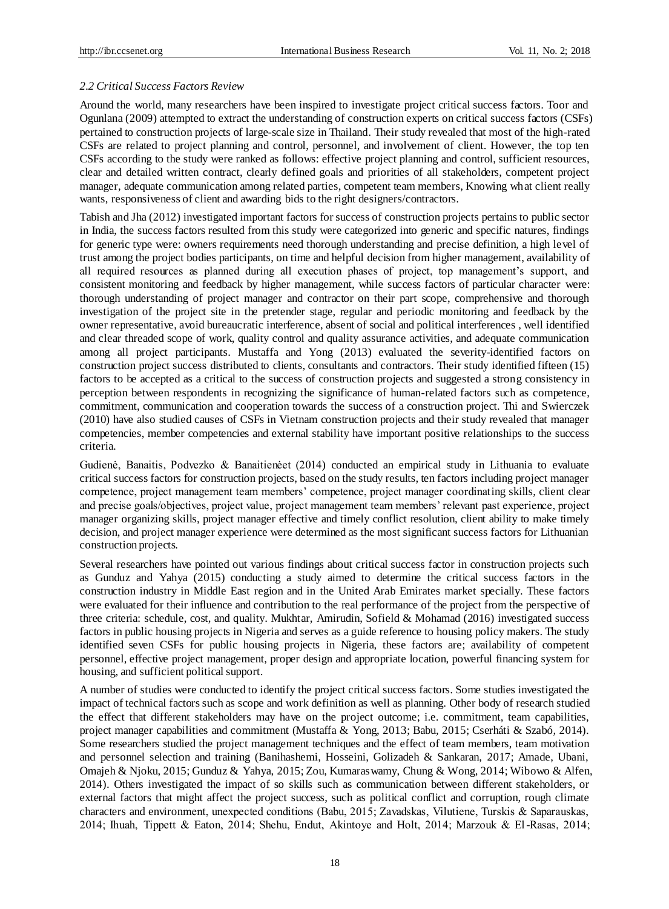### *2.2 Critical Success Factors Review*

Around the world, many researchers have been inspired to investigate project critical success factors. Toor and Ogunlana (2009) attempted to extract the understanding of construction experts on critical success factors (CSFs) pertained to construction projects of large-scale size in Thailand. Their study revealed that most of the high-rated CSFs are related to project planning and control, personnel, and involvement of client. However, the top ten CSFs according to the study were ranked as follows: effective project planning and control, sufficient resources, clear and detailed written contract, clearly defined goals and priorities of all stakeholders, competent project manager, adequate communication among related parties, competent team members, Knowing what client really wants, responsiveness of client and awarding bids to the right designers/contractors.

Tabish and Jha (2012) investigated important factors for success of construction projects pertains to public sector in India, the success factors resulted from this study were categorized into generic and specific natures, findings for generic type were: owners requirements need thorough understanding and precise definition, a high level of trust among the project bodies participants, on time and helpful decision from higher management, availability of all required resources as planned during all execution phases of project, top management's support, and consistent monitoring and feedback by higher management, while success factors of particular character were: thorough understanding of project manager and contractor on their part scope, comprehensive and thorough investigation of the project site in the pretender stage, regular and periodic monitoring and feedback by the owner representative, avoid bureaucratic interference, absent of social and political interferences , well identified and clear threaded scope of work, quality control and quality assurance activities, and adequate communication among all project participants. Mustaffa and Yong (2013) evaluated the severity-identified factors on construction project success distributed to clients, consultants and contractors. Their study identified fifteen (15) factors to be accepted as a critical to the success of construction projects and suggested a strong consistency in perception between respondents in recognizing the significance of human-related factors such as competence, commitment, communication and cooperation towards the success of a construction project. Thi and Swierczek (2010) have also studied causes of CSFs in Vietnam construction projects and their study revealed that manager competencies, member competencies and external stability have important positive relationships to the success criteria.

Gudienė, Banaitis, Podvezko & Banaitienėet (2014) conducted an empirical study in Lithuania to evaluate critical success factors for construction projects, based on the study results, ten factors including project manager competence, project management team members' competence, project manager coordinating skills, client clear and precise goals/objectives, project value, project management team members' relevant past experience, project manager organizing skills, project manager effective and timely conflict resolution, client ability to make timely decision, and project manager experience were determined as the most significant success factors for Lithuanian construction projects.

Several researchers have pointed out various findings about critical success factor in construction projects such as Gunduz and Yahya (2015) conducting a study aimed to determine the critical success factors in the construction industry in Middle East region and in the United Arab Emirates market specially. These factors were evaluated for their influence and contribution to the real performance of the project from the perspective of three criteria: schedule, cost, and quality. Mukhtar, Amirudin, Sofield & Mohamad (2016) investigated success factors in public housing projects in Nigeria and serves as a guide reference to housing policy makers. The study identified seven CSFs for public housing projects in Nigeria, these factors are; availability of competent personnel, effective project management, proper design and appropriate location, powerful financing system for housing, and sufficient political support.

A number of studies were conducted to identify the project critical success factors. Some studies investigated the impact of technical factors such as scope and work definition as well as planning. Other body of research studied the effect that different stakeholders may have on the project outcome; i.e. commitment, team capabilities, project manager capabilities and commitment (Mustaffa & Yong, 2013; Babu, 2015; Cserháti & Szabó, 2014). Some researchers studied the project management techniques and the effect of team members, team motivation and personnel selection and training (Banihashemi, Hosseini, Golizadeh & Sankaran, 2017; Amade, Ubani, Omajeh & Njoku, 2015; Gunduz & Yahya, 2015; Zou, Kumaraswamy, Chung & Wong, 2014; Wibowo & Alfen, 2014). Others investigated the impact of so skills such as communication between different stakeholders, or external factors that might affect the project success, such as political conflict and corruption, rough climate characters and environment, unexpected conditions (Babu, 2015; Zavadskas, Vilutiene, Turskis & Saparauskas, 2014; Ihuah, Tippett & Eaton, 2014; Shehu, Endut, Akintoye and Holt, 2014; Marzouk & El-Rasas, 2014;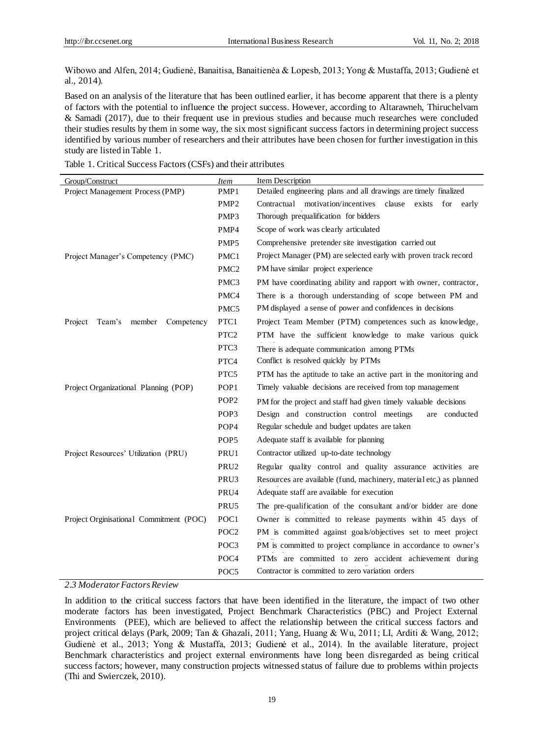Wibowo and Alfen, 2014; Gudienė, Banaitisa, Banaitienėa & Lopesb, 2013; Yong & Mustaffa, 2013; Gudienė et al., 2014).

Based on an analysis of the literature that has been outlined earlier, it has become apparent that there is a plenty of factors with the potential to influence the project success. However, according to Altarawneh, Thiruchelvam & Samadi (2017), due to their frequent use in previous studies and because much researches were concluded their studies results by them in some way, the six most significant success factors in determining project success identified by various number of researchers and their attributes have been chosen for further investigation in this study are listed in Table 1.

Table 1. Critical Success Factors (CSFs) and their attributes

| Group/Construct | *Item* | Item Description |
|---|---|---|
| Project Management Process (PMP) | PMP1 | Detailed engineering plans and all drawings are timely finalized |
| | PMP2 | Contractual motivation/incentives clause exists for early |
| | PMP3 | Thorough prequalification for bidders |
| | PMP4 | Scope of work was clearly articulated |
| | PMP5 | Comprehensive pretender site investigation carried out |
| Project Manager's Competency (PMC) | PMC1 | Project Manager (PM) are selected early with proven track record |
| | PMC2 | PM have similar project experience |
| | PMC3 | PM have coordinating ability and rapport with owner, contractor, |
| | PMC4 | There is a thorough understanding of scope between PM and |
| | PMC5 | PM displayed a sense of power and confidences in decisions |
| Project Team's member Competency | PTC1 | Project Team Member (PTM) competences such as knowledge, |
| | PTC2 | PTM have the sufficient knowledge to make various quick |
| | PTC3 | There is adequate communication among PTMs |
| | PTC4 | Conflict is resolved quickly by PTMs |
| | PTC5 | PTM has the aptitude to take an active part in the monitoring and |
| Project Organizational Planning (POP) | POP1 | Timely valuable decisions are received from top management |
| | POP2 | PM for the project and staff had given timely valuable decisions |
| | POP3 | Design and construction control meetings are conducted |
| | POP4 | Regular schedule and budget updates are taken |
| | POP5 | Adequate staff is available for planning |
| Project Resources' Utilization (PRU) | PRU1 | Contractor utilized up-to-date technology |
| | PRU2 | Regular quality control and quality assurance activities are |
| | PRU3 | Resources are available (fund, machinery, material etc,) as planned |
| | PRU4 | Adequate staff are available for execution |
| | PRU5 | The pre-qualification of the consultant and/or bidder are done |
| Project Orginisational Commitment (POC) | POC1 | Owner is committed to release payments within 45 days of |
| | POC2 | PM is committed against goals/objectives set to meet project |
| | POC3 | PM is committed to project compliance in accordance to owner's |
| | POC4 | PTMs are committed to zero accident achievement during |
| | POC5 | Contractor is committed to zero variation orders |

### *2.3 Moderator Factors Review*

In addition to the critical success factors that have been identified in the literature, the impact of two other moderate factors has been investigated, Project Benchmark Characteristics (PBC) and Project External Environments (PEE), which are believed to affect the relationship between the critical success factors and project critical delays (Park, 2009; Tan & Ghazali, 2011; Yang, Huang & Wu, 2011; LI, Arditi & Wang, 2012; Gudienė et al., 2013; Yong & Mustaffa, 2013; Gudienė et al., 2014). In the available literature, project Benchmark characteristics and project external environments have long been disregarded as being critical success factors; however, many construction projects witnessed status of failure due to problems within projects (Thi and Swierczek, 2010).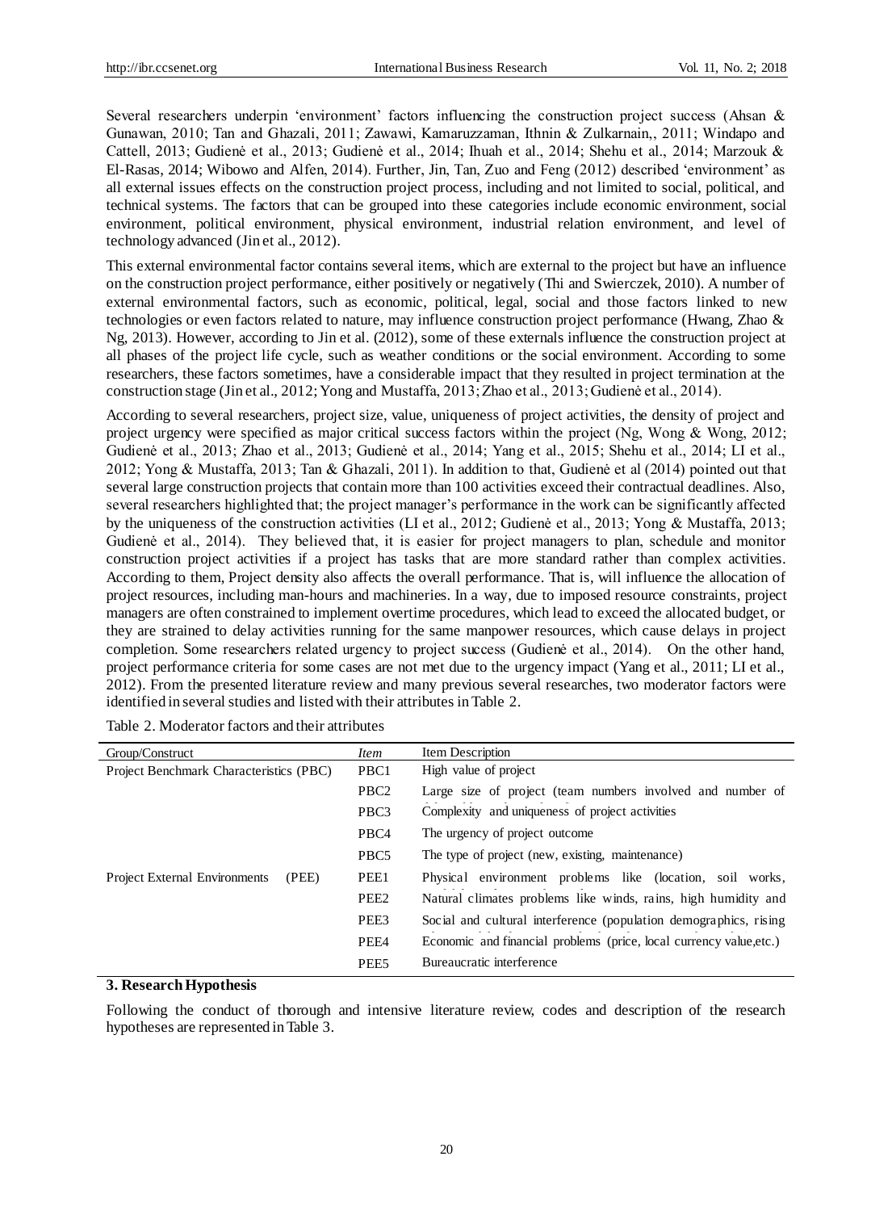Several researchers underpin 'environment' factors influencing the construction project success (Ahsan & Gunawan, 2010; Tan and Ghazali, 2011; Zawawi, Kamaruzzaman, Ithnin & Zulkarnain,, 2011; Windapo and Cattell, 2013; Gudienė et al., 2013; Gudienė et al., 2014; Ihuah et al., 2014; Shehu et al., 2014; Marzouk & El-Rasas, 2014; Wibowo and Alfen, 2014). Further, Jin, Tan, Zuo and Feng (2012) described 'environment' as all external issues effects on the construction project process, including and not limited to social, political, and technical systems. The factors that can be grouped into these categories include economic environment, social environment, political environment, physical environment, industrial relation environment, and level of technology advanced (Jin et al., 2012).

This external environmental factor contains several items, which are external to the project but have an influence on the construction project performance, either positively or negatively (Thi and Swierczek, 2010). A number of external environmental factors, such as economic, political, legal, social and those factors linked to new technologies or even factors related to nature, may influence construction project performance (Hwang, Zhao & Ng, 2013). However, according to Jin et al. (2012), some of these externals influence the construction project at all phases of the project life cycle, such as weather conditions or the social environment. According to some researchers, these factors sometimes, have a considerable impact that they resulted in project termination at the construction stage (Jin et al., 2012; Yong and Mustaffa, 2013; Zhao et al., 2013; Gudienė et al., 2014).

According to several researchers, project size, value, uniqueness of project activities, the density of project and project urgency were specified as major critical success factors within the project (Ng, Wong & Wong, 2012; Gudienė et al., 2013; Zhao et al., 2013; Gudienė et al., 2014; Yang et al., 2015; Shehu et al., 2014; LI et al., 2012; Yong & Mustaffa, 2013; Tan & Ghazali, 2011). In addition to that, Gudienė et al (2014) pointed out that several large construction projects that contain more than 100 activities exceed their contractual deadlines. Also, several researchers highlighted that; the project manager's performance in the work can be significantly affected by the uniqueness of the construction activities (LI et al., 2012; Gudienė et al., 2013; Yong & Mustaffa, 2013; Gudienė et al., 2014). They believed that, it is easier for project managers to plan, schedule and monitor construction project activities if a project has tasks that are more standard rather than complex activities. According to them, Project density also affects the overall performance. That is, will influence the allocation of project resources, including man-hours and machineries. In a way, due to imposed resource constraints, project managers are often constrained to implement overtime procedures, which lead to exceed the allocated budget, or they are strained to delay activities running for the same manpower resources, which cause delays in project completion. Some researchers related urgency to project success (Gudienė et al., 2014). On the other hand, project performance criteria for some cases are not met due to the urgency impact (Yang et al., 2011; LI et al., 2012). From the presented literature review and many previous several researches, two moderator factors were identified in several studies and listed with their attributes in Table 2.

Table 2. Moderator factors and their attributes

| Group/Construct | *Item* | Item Description |
|---|---|---|
| Project Benchmark Characteristics (PBC) | PBC1 | High value of project |
| | PBC2 | Large size of project (team numbers involved and number of |
| | PBC3 | Complexity and uniqueness of project activities |
| | PBC4 | The urgency of project outcome |
| | PBC5 | The type of project (new, existing, maintenance) |
| Project External Environments (PEE) | PEE1 | Physical environment problems like (location, soil works, |
| | PEE2 | Natural climates problems like winds, rains, high humidity and |
| | PEE3 | Social and cultural interference (population demographics, rising |
| | PEE4 | Economic and financial problems (price, local currency value,etc.) |
| | PEE5 | Bureaucratic interference |

## 3. Research Hypothesis

Following the conduct of thorough and intensive literature review, codes and description of the research hypotheses are represented in Table 3.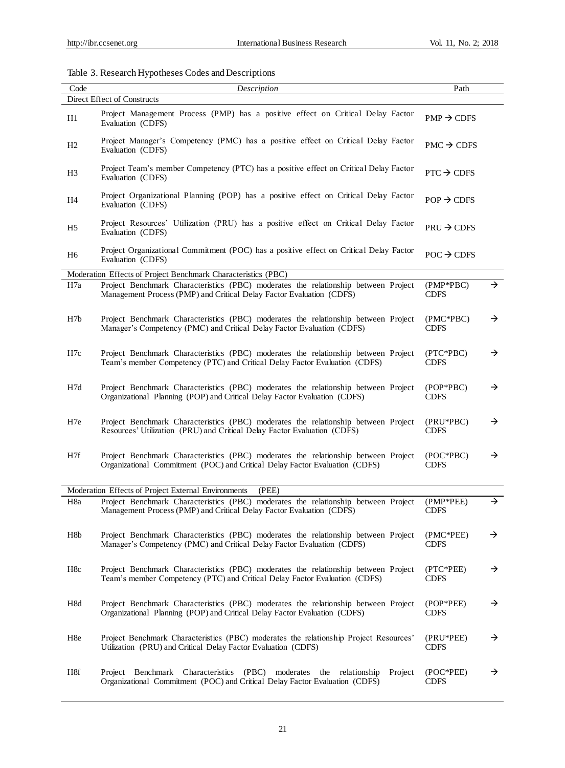Table 3. Research Hypotheses Codes and Descriptions

| Code | *Description* | Path |
|---|---|---|
| Direct Effect of Constructs | | |
| H1 | Project Management Process (PMP) has a positive effect on Critical Delay Factor Evaluation (CDFS) | PMP → CDFS |
| H2 | Project Manager's Competency (PMC) has a positive effect on Critical Delay Factor Evaluation (CDFS) | PMC → CDFS |
| H3 | Project Team's member Competency (PTC) has a positive effect on Critical Delay Factor Evaluation (CDFS) | PTC → CDFS |
| H4 | Project Organizational Planning (POP) has a positive effect on Critical Delay Factor Evaluation (CDFS) | POP → CDFS |
| H5 | Project Resources' Utilization (PRU) has a positive effect on Critical Delay Factor Evaluation (CDFS) | PRU → CDFS |
| H6 | Project Organizational Commitment (POC) has a positive effect on Critical Delay Factor Evaluation (CDFS) | POC → CDFS |
| Moderation Effects of Project Benchmark Characteristics (PBC) | | |
| H7a | Project Benchmark Characteristics (PBC) moderates the relationship between Project Management Process (PMP) and Critical Delay Factor Evaluation (CDFS) | (PMP*PBC) → CDFS |
| H7b | Project Benchmark Characteristics (PBC) moderates the relationship between Project Manager's Competency (PMC) and Critical Delay Factor Evaluation (CDFS) | (PMC*PBC) → CDFS |
| H7c | Project Benchmark Characteristics (PBC) moderates the relationship between Project Team's member Competency (PTC) and Critical Delay Factor Evaluation (CDFS) | (PTC*PBC) → CDFS |
| H7d | Project Benchmark Characteristics (PBC) moderates the relationship between Project Organizational Planning (POP) and Critical Delay Factor Evaluation (CDFS) | (POP*PBC) → CDFS |
| H7e | Project Benchmark Characteristics (PBC) moderates the relationship between Project Resources' Utilization (PRU) and Critical Delay Factor Evaluation (CDFS) | (PRU*PBC) → CDFS |
| H7f | Project Benchmark Characteristics (PBC) moderates the relationship between Project Organizational Commitment (POC) and Critical Delay Factor Evaluation (CDFS) | (POC*PBC) → CDFS |
| Moderation Effects of Project External Environments (PEE) | | |
| H8a | Project Benchmark Characteristics (PBC) moderates the relationship between Project Management Process (PMP) and Critical Delay Factor Evaluation (CDFS) | (PMP*PEE) → CDFS |
| H8b | Project Benchmark Characteristics (PBC) moderates the relationship between Project Manager's Competency (PMC) and Critical Delay Factor Evaluation (CDFS) | (PMC*PEE) → CDFS |
| H8c | Project Benchmark Characteristics (PBC) moderates the relationship between Project Team's member Competency (PTC) and Critical Delay Factor Evaluation (CDFS) | (PTC*PEE) → CDFS |
| H8d | Project Benchmark Characteristics (PBC) moderates the relationship between Project Organizational Planning (POP) and Critical Delay Factor Evaluation (CDFS) | (POP*PEE) → CDFS |
| H8e | Project Benchmark Characteristics (PBC) moderates the relationship Project Resources' Utilization (PRU) and Critical Delay Factor Evaluation (CDFS) | (PRU*PEE) → CDFS |
| H8f | Project Benchmark Characteristics (PBC) moderates the relationship Project Organizational Commitment (POC) and Critical Delay Factor Evaluation (CDFS) | (POC*PEE) → CDFS |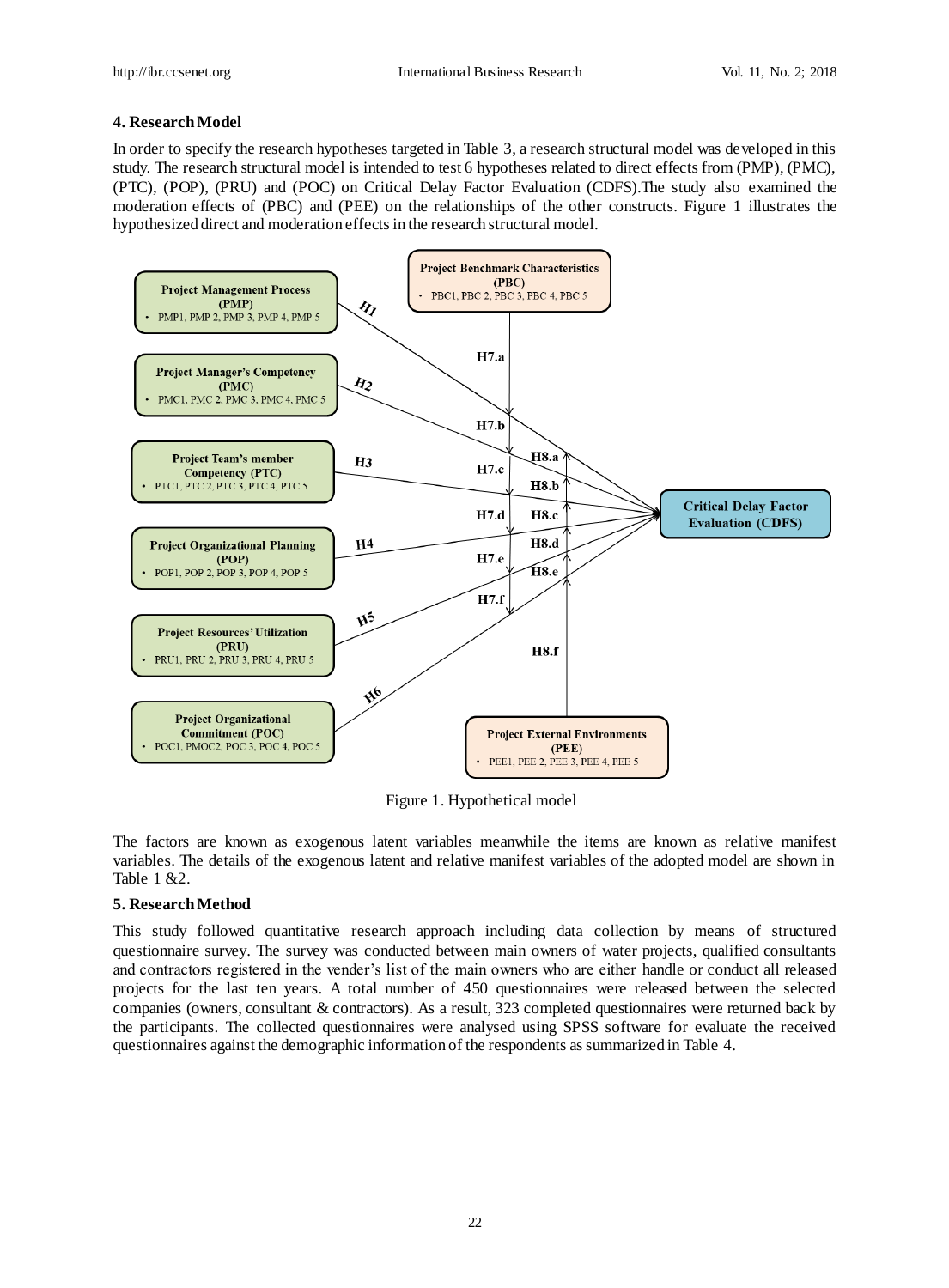## 4. Research Model

In order to specify the research hypotheses targeted in Table 3, a research structural model was developed in this study. The research structural model is intended to test 6 hypotheses related to direct effects from (PMP), (PMC), (PTC), (POP), (PRU) and (POC) on Critical Delay Factor Evaluation (CDFS).The study also examined the moderation effects of (PBC) and (PEE) on the relationships of the other constructs. Figure 1 illustrates the hypothesized direct and moderation effects in the research structural model.

Figure 1. Hypothetical model

The factors are known as exogenous latent variables meanwhile the items are known as relative manifest variables. The details of the exogenous latent and relative manifest variables of the adopted model are shown in Table 1 &2.

## 5. Research Method

This study followed quantitative research approach including data collection by means of structured questionnaire survey. The survey was conducted between main owners of water projects, qualified consultants and contractors registered in the vender's list of the main owners who are either handle or conduct all released projects for the last ten years. A total number of 450 questionnaires were released between the selected companies (owners, consultant & contractors). As a result, 323 completed questionnaires were returned back by the participants. The collected questionnaires were analysed using SPSS software for evaluate the received questionnaires against the demographic information of the respondents as summarized in Table 4.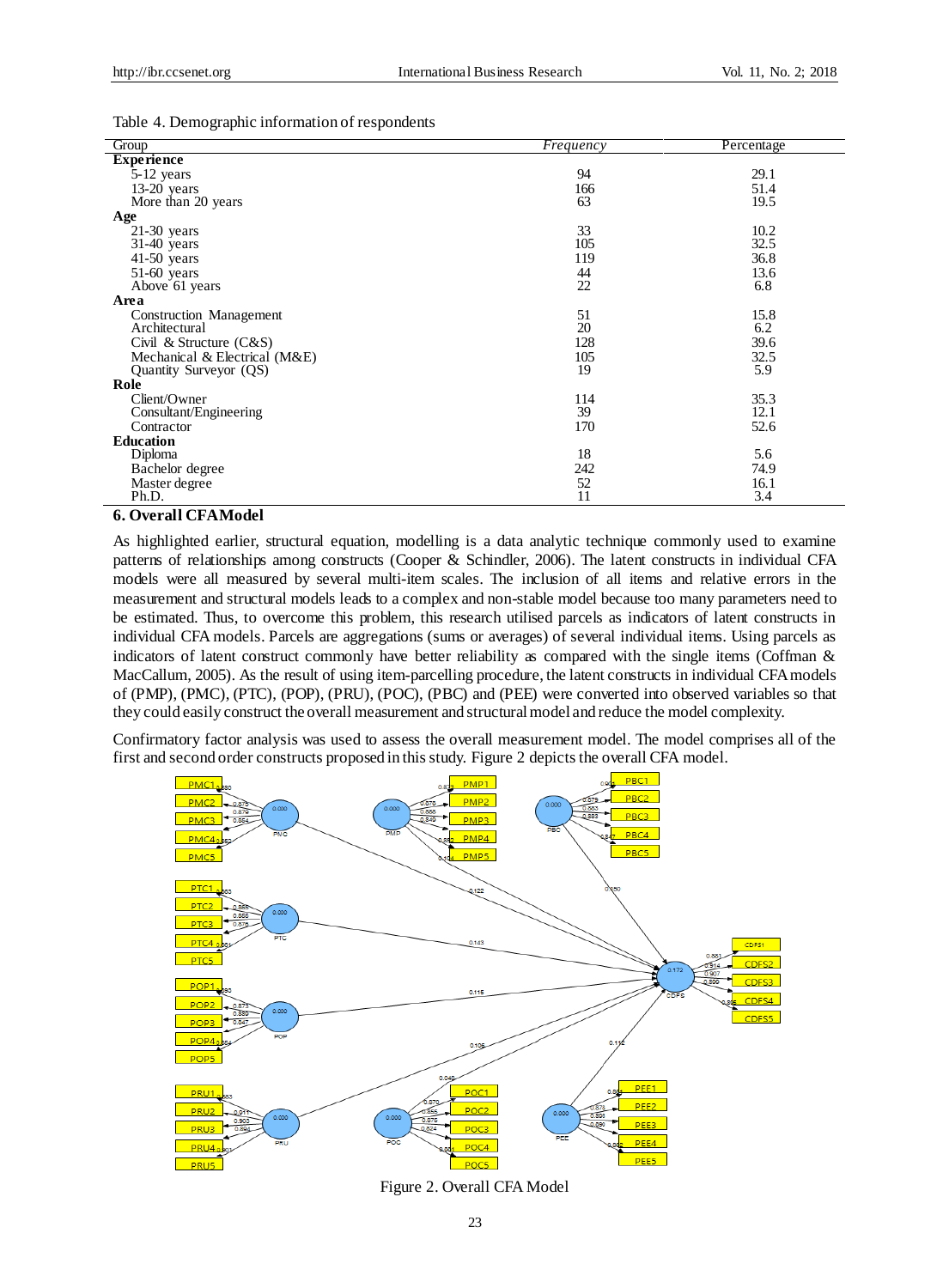Table 4. Demographic information of respondents

| Group | *Frequency* | Percentage |
|---|---|---|
| **Experience** | | |
| 5-12 years | 94 | 29.1 |
| 13-20 years | 166 | 51.4 |
| More than 20 years | 63 | 19.5 |
| **Age** | | |
| 21-30 years | 33 | 10.2 |
| 31-40 years | 105 | 32.5 |
| 41-50 years | 119 | 36.8 |
| 51-60 years | 44 | 13.6 |
| Above 61 years | 22 | 6.8 |
| **Area** | | |
| Construction Management | 51 | 15.8 |
| Architectural | 20 | 6.2 |
| Civil & Structure (C&S) | 128 | 39.6 |
| Mechanical & Electrical (M&E) | 105 | 32.5 |
| Quantity Surveyor (QS) | 19 | 5.9 |
| **Role** | | |
| Client/Owner | 114 | 35.3 |
| Consultant/Engineering | 39 | 12.1 |
| Contractor | 170 | 52.6 |
| **Education** | | |
| Diploma | 18 | 5.6 |
| Bachelor degree | 242 | 74.9 |
| Master degree | 52 | 16.1 |
| Ph.D. | 11 | 3.4 |

## 6. Overall CFA Model

As highlighted earlier, structural equation, modelling is a data analytic technique commonly used to examine patterns of relationships among constructs (Cooper & Schindler, 2006). The latent constructs in individual CFA models were all measured by several multi-item scales. The inclusion of all items and relative errors in the measurement and structural models leads to a complex and non-stable model because too many parameters need to be estimated. Thus, to overcome this problem, this research utilised parcels as indicators of latent constructs in individual CFA models. Parcels are aggregations (sums or averages) of several individual items. Using parcels as indicators of latent construct commonly have better reliability as compared with the single items (Coffman & MacCallum, 2005). As the result of using item-parcelling procedure, the latent constructs in individual CFA models of (PMP), (PMC), (PTC), (POP), (PRU), (POC), (PBC) and (PEE) were converted into observed variables so that they could easily construct the overall measurement and structural model and reduce the model complexity.

Confirmatory factor analysis was used to assess the overall measurement model. The model comprises all of the first and second order constructs proposed in this study. Figure 2 depicts the overall CFA model.

Figure 2. Overall CFA Model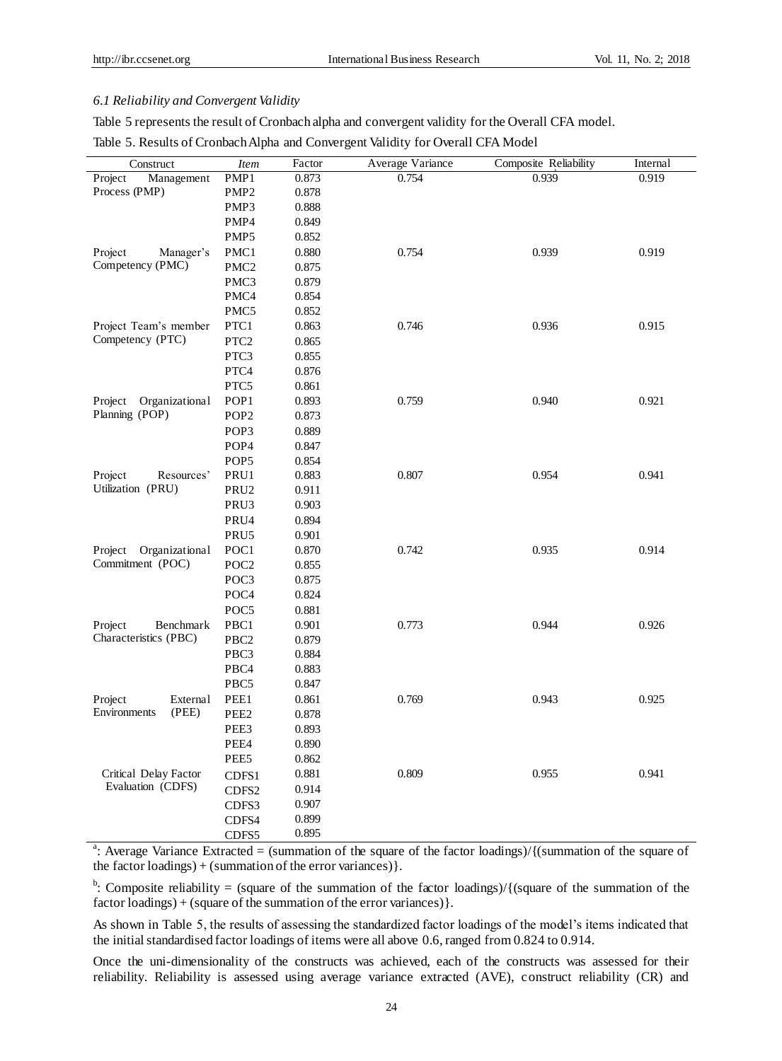### 6.1 Reliability and Convergent Validity

Table 5 represents the result of Cronbach alpha and convergent validity for the Overall CFA model.

Table 5. Results of Cronbach Alpha and Convergent Validity for Overall CFA Model

| Construct | Item | Factor | Average Variance | Composite Reliability | Internal |
|---|---|---|---|---|---|
| Project Management Process (PMP) | PMP1 | 0.873 | 0.754 | 0.939 | 0.919 |
| | PMP2 | 0.878 | | | |
| | PMP3 | 0.888 | | | |
| | PMP4 | 0.849 | | | |
| | PMP5 | 0.852 | | | |
| Project Manager's Competency (PMC) | PMC1 | 0.880 | 0.754 | 0.939 | 0.919 |
| | PMC2 | 0.875 | | | |
| | PMC3 | 0.879 | | | |
| | PMC4 | 0.854 | | | |
| | PMC5 | 0.852 | | | |
| Project Team's member Competency (PTC) | PTC1 | 0.863 | 0.746 | 0.936 | 0.915 |
| | PTC2 | 0.865 | | | |
| | PTC3 | 0.855 | | | |
| | PTC4 | 0.876 | | | |
| | PTC5 | 0.861 | | | |
| Project Organizational Planning (POP) | POP1 | 0.893 | 0.759 | 0.940 | 0.921 |
| | POP2 | 0.873 | | | |
| | POP3 | 0.889 | | | |
| | POP4 | 0.847 | | | |
| | POP5 | 0.854 | | | |
| Project Resources' Utilization (PRU) | PRU1 | 0.883 | 0.807 | 0.954 | 0.941 |
| | PRU2 | 0.911 | | | |
| | PRU3 | 0.903 | | | |
| | PRU4 | 0.894 | | | |
| | PRU5 | 0.901 | | | |
| Project Organizational Commitment (POC) | POC1 | 0.870 | 0.742 | 0.935 | 0.914 |
| | POC2 | 0.855 | | | |
| | POC3 | 0.875 | | | |
| | POC4 | 0.824 | | | |
| | POC5 | 0.881 | | | |
| Project Benchmark Characteristics (PBC) | PBC1 | 0.901 | 0.773 | 0.944 | 0.926 |
| | PBC2 | 0.879 | | | |
| | PBC3 | 0.884 | | | |
| | PBC4 | 0.883 | | | |
| | PBC5 | 0.847 | | | |
| Project External Environments (PEE) | PEE1 | 0.861 | 0.769 | 0.943 | 0.925 |
| | PEE2 | 0.878 | | | |
| | PEE3 | 0.893 | | | |
| | PEE4 | 0.890 | | | |
| | PEE5 | 0.862 | | | |
| Critical Delay Factor Evaluation (CDFS) | CDFS1 | 0.881 | 0.809 | 0.955 | 0.941 |
| | CDFS2 | 0.914 | | | |
| | CDFS3 | 0.907 | | | |
| | CDFS4 | 0.899 | | | |
| | CDFS5 | 0.895 | | | |

[a]: Average Variance Extracted = (summation of the square of the factor loadings)/{(summation of the square of the factor loadings) + (summation of the error variances)}.

[b]: Composite reliability = (square of the summation of the factor loadings)/{(square of the summation of the factor loadings) + (square of the summation of the error variances)}.

As shown in Table 5, the results of assessing the standardized factor loadings of the model's items indicated that the initial standardised factor loadings of items were all above 0.6, ranged from 0.824 to 0.914.

Once the uni-dimensionality of the constructs was achieved, each of the constructs was assessed for their reliability. Reliability is assessed using average variance extracted (AVE), construct reliability (CR) and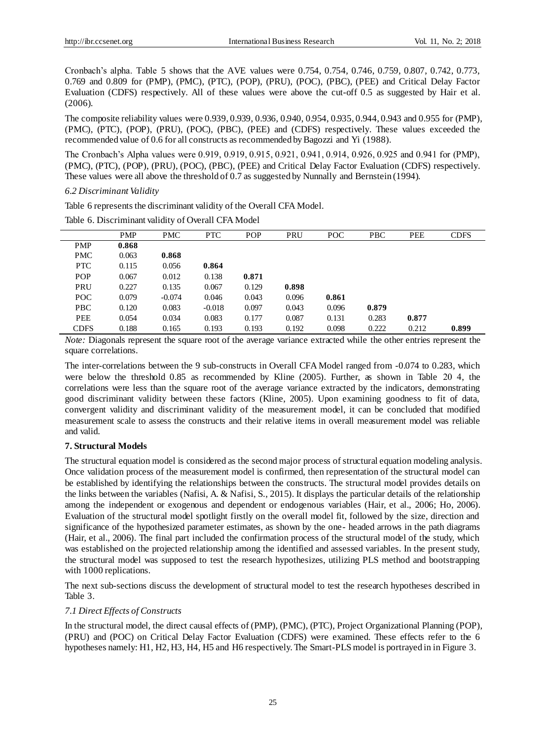Cronbach's alpha. Table 5 shows that the AVE values were 0.754, 0.754, 0.746, 0.759, 0.807, 0.742, 0.773, 0.769 and 0.809 for (PMP), (PMC), (PTC), (POP), (PRU), (POC), (PBC), (PEE) and Critical Delay Factor Evaluation (CDFS) respectively. All of these values were above the cut-off 0.5 as suggested by Hair et al. (2006).

The composite reliability values were 0.939, 0.939, 0.936, 0.940, 0.954, 0.935, 0.944, 0.943 and 0.955 for (PMP), (PMC), (PTC), (POP), (PRU), (POC), (PBC), (PEE) and (CDFS) respectively. These values exceeded the recommended value of 0.6 for all constructs as recommended by Bagozzi and Yi (1988).

The Cronbach's Alpha values were 0.919, 0.919, 0.915, 0.921, 0.941, 0.914, 0.926, 0.925 and 0.941 for (PMP), (PMC), (PTC), (POP), (PRU), (POC), (PBC), (PEE) and Critical Delay Factor Evaluation (CDFS) respectively. These values were all above the threshold of 0.7 as suggested by Nunnally and Bernstein (1994).

### *6.2 Discriminant Validity*

Table 6 represents the discriminant validity of the Overall CFA Model.

Table 6. Discriminant validity of Overall CFA Model

| | PMP | PMC | PTC | POP | PRU | POC | PBC | PEE | CDFS |
|---|---|---|---|---|---|---|---|---|---|
| PMP | **0.868** | | | | | | | | |
| PMC | 0.063 | **0.868** | | | | | | | |
| PTC | 0.115 | 0.056 | **0.864** | | | | | | |
| POP | 0.067 | 0.012 | 0.138 | **0.871** | | | | | |
| PRU | 0.227 | 0.135 | 0.067 | 0.129 | **0.898** | | | | |
| POC | 0.079 | -0.074 | 0.046 | 0.043 | 0.096 | **0.861** | | | |
| PBC | 0.120 | 0.083 | -0.018 | 0.097 | 0.043 | 0.096 | **0.879** | | |
| PEE | 0.054 | 0.034 | 0.083 | 0.177 | 0.087 | 0.131 | 0.283 | **0.877** | |
| CDFS | 0.188 | 0.165 | 0.193 | 0.193 | 0.192 | 0.098 | 0.222 | 0.212 | **0.899** |

*Note:* Diagonals represent the square root of the average variance extracted while the other entries represent the square correlations.

The inter-correlations between the 9 sub-constructs in Overall CFA Model ranged from -0.074 to 0.283, which were below the threshold 0.85 as recommended by Kline (2005). Further, as shown in Table 20 4, the correlations were less than the square root of the average variance extracted by the indicators, demonstrating good discriminant validity between these factors (Kline, 2005). Upon examining goodness to fit of data, convergent validity and discriminant validity of the measurement model, it can be concluded that modified measurement scale to assess the constructs and their relative items in overall measurement model was reliable and valid.

## **7. Structural Models**

The structural equation model is considered as the second major process of structural equation modeling analysis. Once validation process of the measurement model is confirmed, then representation of the structural model can be established by identifying the relationships between the constructs. The structural model provides details on the links between the variables (Nafisi, A. & Nafisi, S., 2015). It displays the particular details of the relationship among the independent or exogenous and dependent or endogenous variables (Hair, et al., 2006; Ho, 2006). Evaluation of the structural model spotlight firstly on the overall model fit, followed by the size, direction and significance of the hypothesized parameter estimates, as shown by the one- headed arrows in the path diagrams (Hair, et al., 2006). The final part included the confirmation process of the structural model of the study, which was established on the projected relationship among the identified and assessed variables. In the present study, the structural model was supposed to test the research hypothesizes, utilizing PLS method and bootstrapping with 1000 replications.

The next sub-sections discuss the development of structural model to test the research hypotheses described in Table 3.

### *7.1 Direct Effects of Constructs*

In the structural model, the direct causal effects of (PMP), (PMC), (PTC), Project Organizational Planning (POP), (PRU) and (POC) on Critical Delay Factor Evaluation (CDFS) were examined. These effects refer to the 6 hypotheses namely: H1, H2, H3, H4, H5 and H6 respectively. The Smart-PLS model is portrayed in in Figure 3.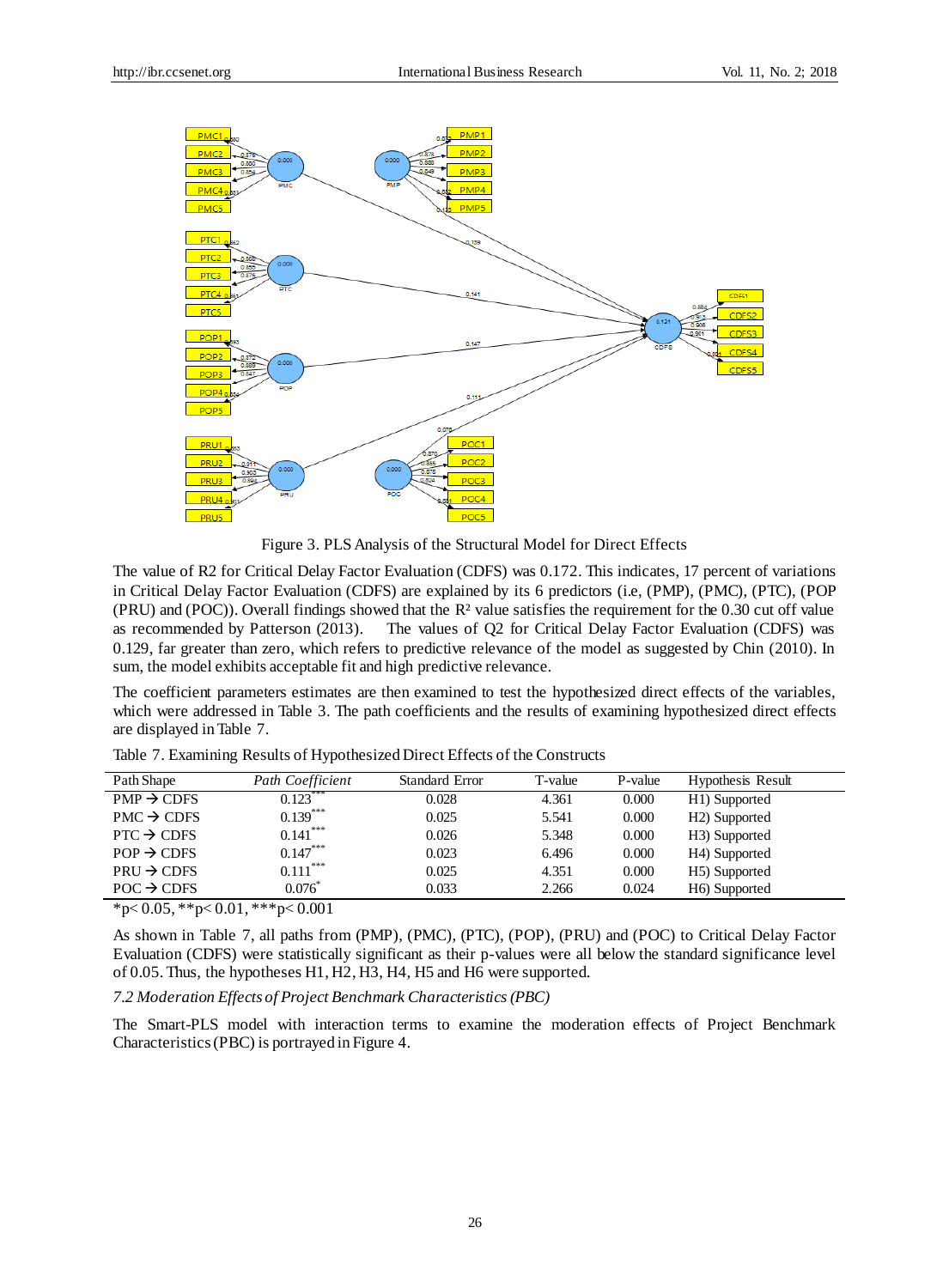Figure 3. PLS Analysis of the Structural Model for Direct Effects

The value of R2 for Critical Delay Factor Evaluation (CDFS) was 0.172. This indicates, 17 percent of variations in Critical Delay Factor Evaluation (CDFS) are explained by its 6 predictors (i.e, (PMP), (PMC), (PTC), (POP (PRU) and (POC)). Overall findings showed that the $R^2$ value satisfies the requirement for the 0.30 cut off value as recommended by Patterson (2013). The values of Q2 for Critical Delay Factor Evaluation (CDFS) was 0.129, far greater than zero, which refers to predictive relevance of the model as suggested by Chin (2010). In sum, the model exhibits acceptable fit and high predictive relevance.

The coefficient parameters estimates are then examined to test the hypothesized direct effects of the variables, which were addressed in Table 3. The path coefficients and the results of examining hypothesized direct effects are displayed in Table 7.

Table 7. Examining Results of Hypothesized Direct Effects of the Constructs

| Path Shape | *Path Coefficient* | Standard Error | T-value | P-value | Hypothesis Result |
|---|---|---|---|---|---|
| PMP → CDFS | $0.123^{***}$ | 0.028 | 4.361 | 0.000 | H1) Supported |
| PMC → CDFS | $0.139^{***}$ | 0.025 | 5.541 | 0.000 | H2) Supported |
| PTC → CDFS | $0.141^{***}$ | 0.026 | 5.348 | 0.000 | H3) Supported |
| POP → CDFS | $0.147^{***}$ | 0.023 | 6.496 | 0.000 | H4) Supported |
| PRU → CDFS | $0.111^{***}$ | 0.025 | 4.351 | 0.000 | H5) Supported |
| POC → CDFS | $0.076^{*}$ | 0.033 | 2.266 | 0.024 | H6) Supported |

*$p< 0.05$, **$p< 0.01$, ***$p< 0.001$

As shown in Table 7, all paths from (PMP), (PMC), (PTC), (POP), (PRU) and (POC) to Critical Delay Factor Evaluation (CDFS) were statistically significant as their p-values were all below the standard significance level of 0.05. Thus, the hypotheses H1, H2, H3, H4, H5 and H6 were supported.

*7.2 Moderation Effects of Project Benchmark Characteristics (PBC)*

The Smart-PLS model with interaction terms to examine the moderation effects of Project Benchmark Characteristics (PBC) is portrayed in Figure 4.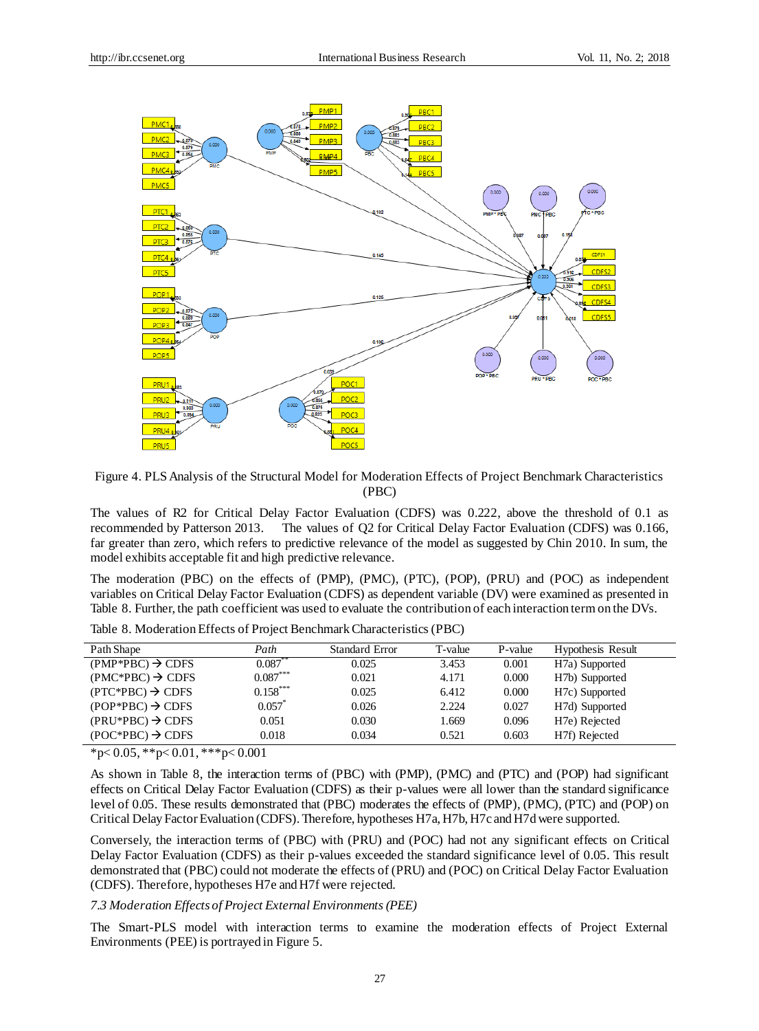Figure 4. PLS Analysis of the Structural Model for Moderation Effects of Project Benchmark Characteristics (PBC)

The values of R2 for Critical Delay Factor Evaluation (CDFS) was 0.222, above the threshold of 0.1 as recommended by Patterson 2013. The values of Q2 for Critical Delay Factor Evaluation (CDFS) was 0.166, far greater than zero, which refers to predictive relevance of the model as suggested by Chin 2010. In sum, the model exhibits acceptable fit and high predictive relevance.

The moderation (PBC) on the effects of (PMP), (PMC), (PTC), (POP), (PRU) and (POC) as independent variables on Critical Delay Factor Evaluation (CDFS) as dependent variable (DV) were examined as presented in Table 8. Further, the path coefficient was used to evaluate the contribution of each interaction term on the DVs.

Table 8. Moderation Effects of Project Benchmark Characteristics (PBC)

| Path Shape | *Path* | Standard Error | T-value | P-value | Hypothesis Result |
|---|---|---|---|---|---|
| (PMP*PBC) → CDFS | 0.087** | 0.025 | 3.453 | 0.001 | H7a) Supported |
| (PMC*PBC) → CDFS | 0.087*** | 0.021 | 4.171 | 0.000 | H7b) Supported |
| (PTC*PBC) → CDFS | 0.158*** | 0.025 | 6.412 | 0.000 | H7c) Supported |
| (POP*PBC) → CDFS | 0.057* | 0.026 | 2.224 | 0.027 | H7d) Supported |
| (PRU*PBC) → CDFS | 0.051 | 0.030 | 1.669 | 0.096 | H7e) Rejected |
| (POC*PBC) → CDFS | 0.018 | 0.034 | 0.521 | 0.603 | H7f) Rejected |

*p< 0.05, **p< 0.01, ***p< 0.001

As shown in Table 8, the interaction terms of (PBC) with (PMP), (PMC) and (PTC) and (POP) had significant effects on Critical Delay Factor Evaluation (CDFS) as their p-values were all lower than the standard significance level of 0.05. These results demonstrated that (PBC) moderates the effects of (PMP), (PMC), (PTC) and (POP) on Critical Delay Factor Evaluation (CDFS). Therefore, hypotheses H7a, H7b, H7c and H7d were supported.

Conversely, the interaction terms of (PBC) with (PRU) and (POC) had not any significant effects on Critical Delay Factor Evaluation (CDFS) as their p-values exceeded the standard significance level of 0.05. This result demonstrated that (PBC) could not moderate the effects of (PRU) and (POC) on Critical Delay Factor Evaluation (CDFS). Therefore, hypotheses H7e and H7f were rejected.

*7.3 Moderation Effects of Project External Environments (PEE)*

The Smart-PLS model with interaction terms to examine the moderation effects of Project External Environments (PEE) is portrayed in Figure 5.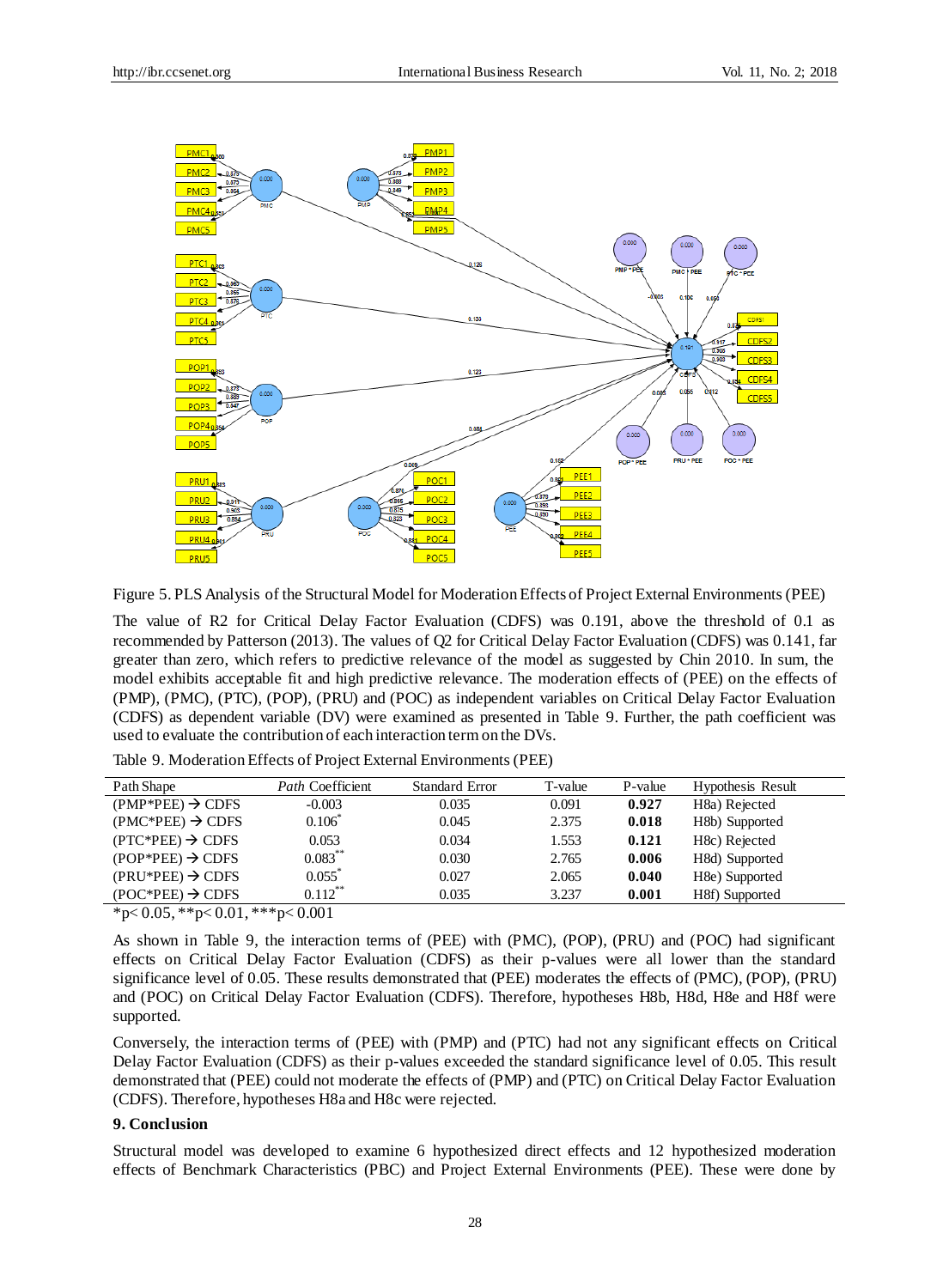Figure 5. PLS Analysis of the Structural Model for Moderation Effects of Project External Environments (PEE)

The value of R2 for Critical Delay Factor Evaluation (CDFS) was 0.191, above the threshold of 0.1 as recommended by Patterson (2013). The values of Q2 for Critical Delay Factor Evaluation (CDFS) was 0.141, far greater than zero, which refers to predictive relevance of the model as suggested by Chin 2010. In sum, the model exhibits acceptable fit and high predictive relevance. The moderation effects of (PEE) on the effects of (PMP), (PMC), (PTC), (POP), (PRU) and (POC) as independent variables on Critical Delay Factor Evaluation (CDFS) as dependent variable (DV) were examined as presented in Table 9. Further, the path coefficient was used to evaluate the contribution of each interaction term on the DVs.

Table 9. Moderation Effects of Project External Environments (PEE)

| Path Shape | *Path* Coefficient | Standard Error | T-value | P-value | Hypothesis Result |
|---|---|---|---|---|---|
| (PMP*PEE) → CDFS | -0.003 | 0.035 | 0.091 | **0.927** | H8a) Rejected |
| (PMC*PEE) → CDFS | 0.106* | 0.045 | 2.375 | **0.018** | H8b) Supported |
| (PTC*PEE) → CDFS | 0.053 | 0.034 | 1.553 | **0.121** | H8c) Rejected |
| (POP*PEE) → CDFS | 0.083** | 0.030 | 2.765 | **0.006** | H8d) Supported |
| (PRU*PEE) → CDFS | 0.055* | 0.027 | 2.065 | **0.040** | H8e) Supported |
| (POC*PEE) → CDFS | 0.112** | 0.035 | 3.237 | **0.001** | H8f) Supported |

*p< 0.05, **p< 0.01, ***p< 0.001

As shown in Table 9, the interaction terms of (PEE) with (PMC), (POP), (PRU) and (POC) had significant effects on Critical Delay Factor Evaluation (CDFS) as their p-values were all lower than the standard significance level of 0.05. These results demonstrated that (PEE) moderates the effects of (PMC), (POP), (PRU) and (POC) on Critical Delay Factor Evaluation (CDFS). Therefore, hypotheses H8b, H8d, H8e and H8f were supported.

Conversely, the interaction terms of (PEE) with (PMP) and (PTC) had not any significant effects on Critical Delay Factor Evaluation (CDFS) as their p-values exceeded the standard significance level of 0.05. This result demonstrated that (PEE) could not moderate the effects of (PMP) and (PTC) on Critical Delay Factor Evaluation (CDFS). Therefore, hypotheses H8a and H8c were rejected.

## 9. Conclusion

Structural model was developed to examine 6 hypothesized direct effects and 12 hypothesized moderation effects of Benchmark Characteristics (PBC) and Project External Environments (PEE). These were done by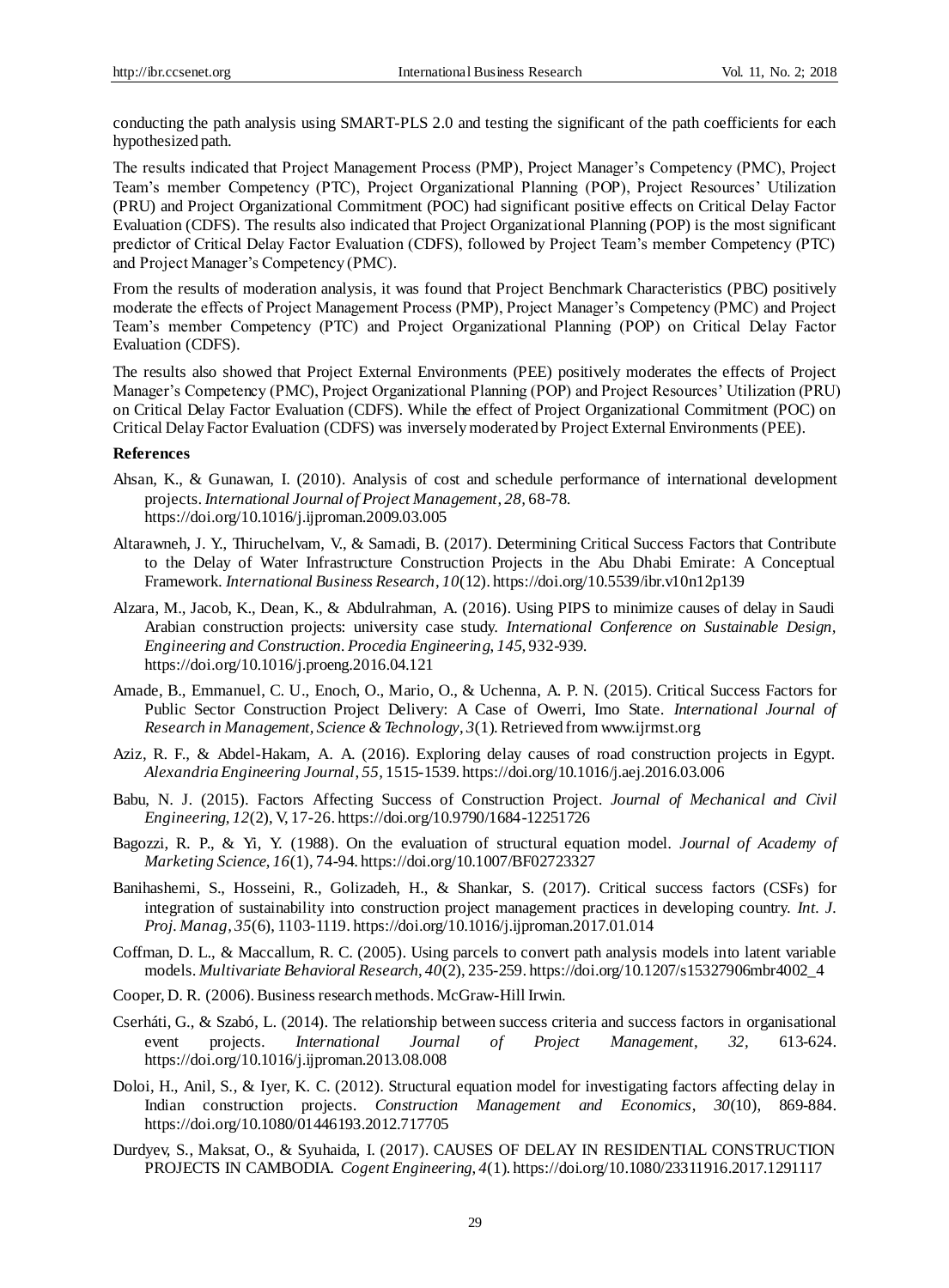conducting the path analysis using SMART-PLS 2.0 and testing the significant of the path coefficients for each hypothesized path.

The results indicated that Project Management Process (PMP), Project Manager's Competency (PMC), Project Team's member Competency (PTC), Project Organizational Planning (POP), Project Resources' Utilization (PRU) and Project Organizational Commitment (POC) had significant positive effects on Critical Delay Factor Evaluation (CDFS). The results also indicated that Project Organizational Planning (POP) is the most significant predictor of Critical Delay Factor Evaluation (CDFS), followed by Project Team's member Competency (PTC) and Project Manager's Competency (PMC).

From the results of moderation analysis, it was found that Project Benchmark Characteristics (PBC) positively moderate the effects of Project Management Process (PMP), Project Manager's Competency (PMC) and Project Team's member Competency (PTC) and Project Organizational Planning (POP) on Critical Delay Factor Evaluation (CDFS).

The results also showed that Project External Environments (PEE) positively moderates the effects of Project Manager's Competency (PMC), Project Organizational Planning (POP) and Project Resources' Utilization (PRU) on Critical Delay Factor Evaluation (CDFS). While the effect of Project Organizational Commitment (POC) on Critical Delay Factor Evaluation (CDFS) was inversely moderated by Project External Environments (PEE).

**References**

Ahsan, K., & Gunawan, I. (2010). Analysis of cost and schedule performance of international development projects. *International Journal of Project Management*, *28*, 68-78. https://doi.org/10.1016/j.ijproman.2009.03.005

Altarawneh, J. Y., Thiruchelvam, V., & Samadi, B. (2017). Determining Critical Success Factors that Contribute to the Delay of Water Infrastructure Construction Projects in the Abu Dhabi Emirate: A Conceptual Framework. *International Business Research*, *10*(12). https://doi.org/10.5539/ibr.v10n12p139

Alzara, M., Jacob, K., Dean, K., & Abdulrahman, A. (2016). Using PIPS to minimize causes of delay in Saudi Arabian construction projects: university case study. *International Conference on Sustainable Design, Engineering and Construction. Procedia Engineering*, *145*, 932-939. https://doi.org/10.1016/j.proeng.2016.04.121

Amade, B., Emmanuel, C. U., Enoch, O., Mario, O., & Uchenna, A. P. N. (2015). Critical Success Factors for Public Sector Construction Project Delivery: A Case of Owerri, Imo State. *International Journal of Research in Management, Science & Technology*, *3*(1). Retrieved from www.ijrmst.org

Aziz, R. F., & Abdel-Hakam, A. A. (2016). Exploring delay causes of road construction projects in Egypt. *Alexandria Engineering Journal*, *55*, 1515-1539. https://doi.org/10.1016/j.aej.2016.03.006

Babu, N. J. (2015). Factors Affecting Success of Construction Project. *Journal of Mechanical and Civil Engineering*, *12*(2), V, 17-26. https://doi.org/10.9790/1684-12251726

Bagozzi, R. P., & Yi, Y. (1988). On the evaluation of structural equation model. *Journal of Academy of Marketing Science*, *16*(1), 74-94. https://doi.org/10.1007/BF02723327

Banihashemi, S., Hosseini, R., Golizadeh, H., & Shankar, S. (2017). Critical success factors (CSFs) for integration of sustainability into construction project management practices in developing country. *Int. J. Proj. Manag*, *35*(6), 1103-1119. https://doi.org/10.1016/j.ijproman.2017.01.014

Coffman, D. L., & Maccallum, R. C. (2005). Using parcels to convert path analysis models into latent variable models. *Multivariate Behavioral Research*, *40*(2), 235-259. https://doi.org/10.1207/s15327906mbr4002_4

Cooper, D. R. (2006). Business research methods. McGraw-Hill Irwin.

Cserháti, G., & Szabó, L. (2014). The relationship between success criteria and success factors in organisational event projects. *International Journal of Project Management*, *32*, 613-624. https://doi.org/10.1016/j.ijproman.2013.08.008

Doloi, H., Anil, S., & Iyer, K. C. (2012). Structural equation model for investigating factors affecting delay in Indian construction projects. *Construction Management and Economics*, *30*(10), 869-884. https://doi.org/10.1080/01446193.2012.717705

Durdyev, S., Maksat, O., & Syuhaida, I. (2017). CAUSES OF DELAY IN RESIDENTIAL CONSTRUCTION PROJECTS IN CAMBODIA. *Cogent Engineering*, *4*(1). https://doi.org/10.1080/23311916.2017.1291117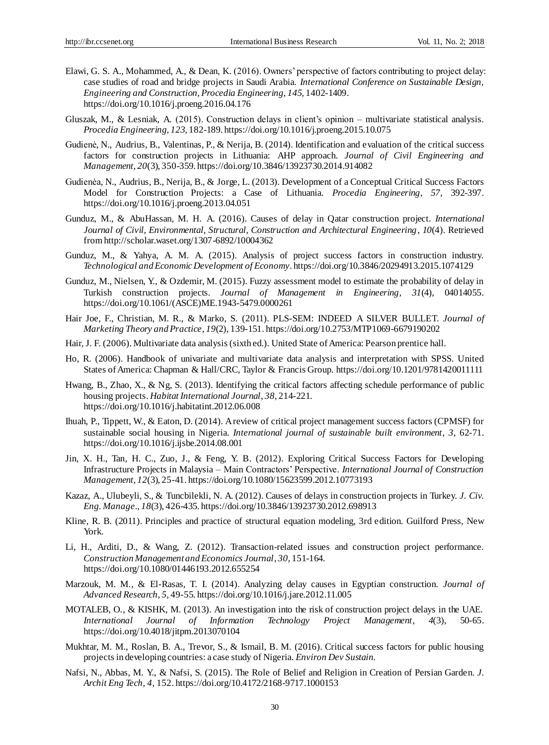Elawi, G. S. A., Mohammed, A., & Dean, K. (2016). Owners' perspective of factors contributing to project delay: case studies of road and bridge projects in Saudi Arabia. *International Conference on Sustainable Design, Engineering and Construction, Procedia Engineering, 145,* 1402-1409. https://doi.org/10.1016/j.proeng.2016.04.176

Gluszak, M., & Lesniak, A. (2015). Construction delays in client's opinion – multivariate statistical analysis. *Procedia Engineering, 123,* 182-189. https://doi.org/10.1016/j.proeng.2015.10.075

Gudienė, N., Audrius, B., Valentinas, P., & Nerija, B. (2014). Identification and evaluation of the critical success factors for construction projects in Lithuania: AHP approach. *Journal of Civil Engineering and Management, 20*(3), 350-359. https://doi.org/10.3846/13923730.2014.914082

Gudienėa, N., Audrius, B., Nerija, B., & Jorge, L. (2013). Development of a Conceptual Critical Success Factors Model for Construction Projects: a Case of Lithuania. *Procedia Engineering, 57,* 392-397. https://doi.org/10.1016/j.proeng.2013.04.051

Gunduz, M., & AbuHassan, M. H. A. (2016). Causes of delay in Qatar construction project. *International Journal of Civil, Environmental, Structural, Construction and Architectural Engineering, 10*(4). Retrieved from http://scholar.waset.org/1307-6892/10004362

Gunduz, M., & Yahya, A. M. A. (2015). Analysis of project success factors in construction industry. *Technological and Economic Development of Economy.* https://doi.org/10.3846/20294913.2015.1074129

Gunduz, M., Nielsen, Y., & Ozdemir, M. (2015). Fuzzy assessment model to estimate the probability of delay in Turkish construction projects. *Journal of Management in Engineering, 31*(4), 04014055. https://doi.org/10.1061/(ASCE)ME.1943-5479.0000261

Hair Joe, F., Christian, M. R., & Marko, S. (2011). PLS-SEM: INDEED A SILVER BULLET. *Journal of Marketing Theory and Practice, 19*(2), 139-151. https://doi.org/10.2753/MTP1069-6679190202

Hair, J. F. (2006). Multivariate data analysis (sixth ed.). United State of America: Pearson prentice hall.

Ho, R. (2006). Handbook of univariate and multivariate data analysis and interpretation with SPSS. United States of America: Chapman & Hall/CRC, Taylor & Francis Group. https://doi.org/10.1201/9781420011111

Hwang, B., Zhao, X., & Ng, S. (2013). Identifying the critical factors affecting schedule performance of public housing projects. *Habitat International Journal, 38,* 214-221. https://doi.org/10.1016/j.habitatint.2012.06.008

Ihuah, P., Tippett, W., & Eaton, D. (2014). A review of critical project management success factors (CPMSF) for sustainable social housing in Nigeria. *International journal of sustainable built environment, 3,* 62-71. https://doi.org/10.1016/j.ijsbe.2014.08.001

Jin, X. H., Tan, H. C., Zuo, J., & Feng, Y. B. (2012). Exploring Critical Success Factors for Developing Infrastructure Projects in Malaysia – Main Contractors' Perspective. *International Journal of Construction Management, 12*(3), 25-41. https://doi.org/10.1080/15623599.2012.10773193

Kazaz, A., Ulubeyli, S., & Tuncbilekli, N. A. (2012). Causes of delays in construction projects in Turkey. *J. Civ. Eng. Manage., 18*(3), 426-435. https://doi.org/10.3846/13923730.2012.698913

Kline, R. B. (2011). Principles and practice of structural equation modeling, 3rd edition. Guilford Press, New York.

Li, H., Arditi, D., & Wang, Z. (2012). Transaction-related issues and construction project performance. *Construction Management and Economics Journal, 30,* 151-164. https://doi.org/10.1080/01446193.2012.655254

Marzouk, M. M., & El-Rasas, T. I. (2014). Analyzing delay causes in Egyptian construction. *Journal of Advanced Research, 5,* 49-55. https://doi.org/10.1016/j.jare.2012.11.005

MOTALEB, O., & KISHK, M. (2013). An investigation into the risk of construction project delays in the UAE. *International Journal of Information Technology Project Management, 4*(3), 50-65. https://doi.org/10.4018/jitpm.2013070104

Mukhtar, M. M., Roslan, B. A., Trevor, S., & Ismail, B. M. (2016). Critical success factors for public housing projects in developing countries: a case study of Nigeria. *Environ Dev Sustain.*

Nafsi, N., Abbas, M. Y., & Nafsi, S. (2015). The Role of Belief and Religion in Creation of Persian Garden. *J. Archit Eng Tech, 4,* 152. https://doi.org/10.4172/2168-9717.1000153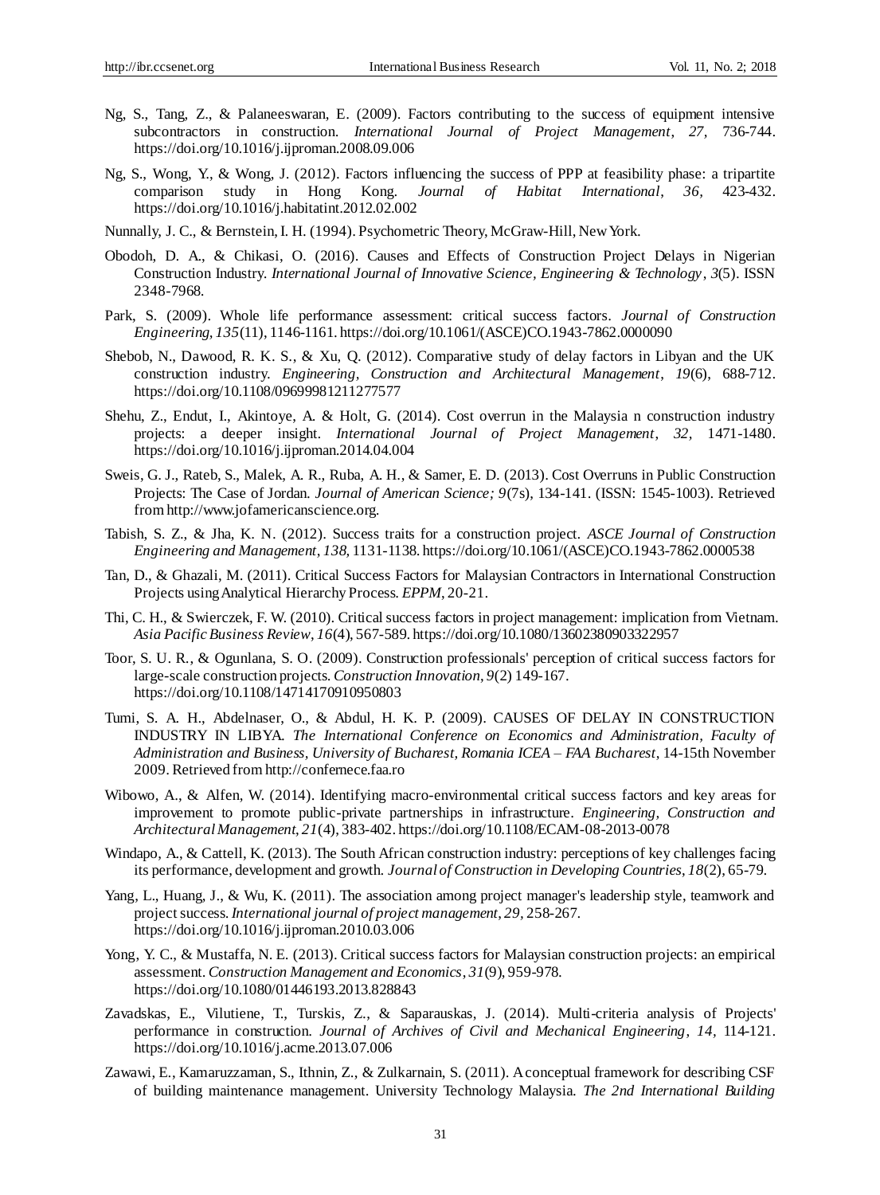Ng, S., Tang, Z., & Palaneeswaran, E. (2009). Factors contributing to the success of equipment intensive subcontractors in construction. *International Journal of Project Management*, *27,* 736-744. https://doi.org/10.1016/j.ijproman.2008.09.006

Ng, S., Wong, Y., & Wong, J. (2012). Factors influencing the success of PPP at feasibility phase: a tripartite comparison study in Hong Kong. *Journal of Habitat International*, *36,* 423-432. https://doi.org/10.1016/j.habitatint.2012.02.002

Nunnally, J. C., & Bernstein, I. H. (1994). Psychometric Theory, McGraw-Hill, New York.

Obodoh, D. A., & Chikasi, O. (2016). Causes and Effects of Construction Project Delays in Nigerian Construction Industry. *International Journal of Innovative Science, Engineering & Technology*, *3*(5). ISSN 2348-7968.

Park, S. (2009). Whole life performance assessment: critical success factors. *Journal of Construction Engineering*, *135*(11), 1146-1161. https://doi.org/10.1061/(ASCE)CO.1943-7862.0000090

Shebob, N., Dawood, R. K. S., & Xu, Q. (2012). Comparative study of delay factors in Libyan and the UK construction industry. *Engineering, Construction and Architectural Management*, *19*(6), 688-712. https://doi.org/10.1108/09699981211277577

Shehu, Z., Endut, I., Akintoye, A. & Holt, G. (2014). Cost overrun in the Malaysia n construction industry projects: a deeper insight. *International Journal of Project Management*, *32,* 1471-1480. https://doi.org/10.1016/j.ijproman.2014.04.004

Sweis, G. J., Rateb, S., Malek, A. R., Ruba, A. H., & Samer, E. D. (2013). Cost Overruns in Public Construction Projects: The Case of Jordan. *Journal of American Science; 9*(7s), 134-141. (ISSN: 1545-1003). Retrieved from http://www.jofamericanscience.org.

Tabish, S. Z., & Jha, K. N. (2012). Success traits for a construction project. *ASCE Journal of Construction Engineering and Management*, *138,* 1131-1138. https://doi.org/10.1061/(ASCE)CO.1943-7862.0000538

Tan, D., & Ghazali, M. (2011). Critical Success Factors for Malaysian Contractors in International Construction Projects using Analytical Hierarchy Process. *EPPM*, 20-21.

Thi, C. H., & Swierczek, F. W. (2010). Critical success factors in project management: implication from Vietnam. *Asia Pacific Business Review*, *16*(4), 567-589. https://doi.org/10.1080/13602380903322957

Toor, S. U. R., & Ogunlana, S. O. (2009). Construction professionals' perception of critical success factors for large-scale construction projects. *Construction Innovation*, *9*(2) 149-167. https://doi.org/10.1108/14714170910950803

Tumi, S. A. H., Abdelnaser, O., & Abdul, H. K. P. (2009). CAUSES OF DELAY IN CONSTRUCTION INDUSTRY IN LIBYA. *The International Conference on Economics and Administration, Faculty of Administration and Business, University of Bucharest, Romania ICEA – FAA Bucharest*, 14-15th November 2009. Retrieved from http://confernece.faa.ro

Wibowo, A., & Alfen, W. (2014). Identifying macro-environmental critical success factors and key areas for improvement to promote public-private partnerships in infrastructure. *Engineering, Construction and Architectural Management*, *21*(4), 383-402. https://doi.org/10.1108/ECAM-08-2013-0078

Windapo, A., & Cattell, K. (2013). The South African construction industry: perceptions of key challenges facing its performance, development and growth. *Journal of Construction in Developing Countries*, *18*(2), 65-79.

Yang, L., Huang, J., & Wu, K. (2011). The association among project manager's leadership style, teamwork and project success. *International journal of project management*, *29,* 258-267. https://doi.org/10.1016/j.ijproman.2010.03.006

Yong, Y. C., & Mustaffa, N. E. (2013). Critical success factors for Malaysian construction projects: an empirical assessment. *Construction Management and Economics*, *31*(9), 959-978. https://doi.org/10.1080/01446193.2013.828843

Zavadskas, E., Vilutiene, T., Turskis, Z., & Saparauskas, J. (2014). Multi-criteria analysis of Projects' performance in construction. *Journal of Archives of Civil and Mechanical Engineering*, *14,* 114-121. https://doi.org/10.1016/j.acme.2013.07.006

Zawawi, E., Kamaruzzaman, S., Ithnin, Z., & Zulkarnain, S. (2011). A conceptual framework for describing CSF of building maintenance management. University Technology Malaysia. *The 2nd International Building*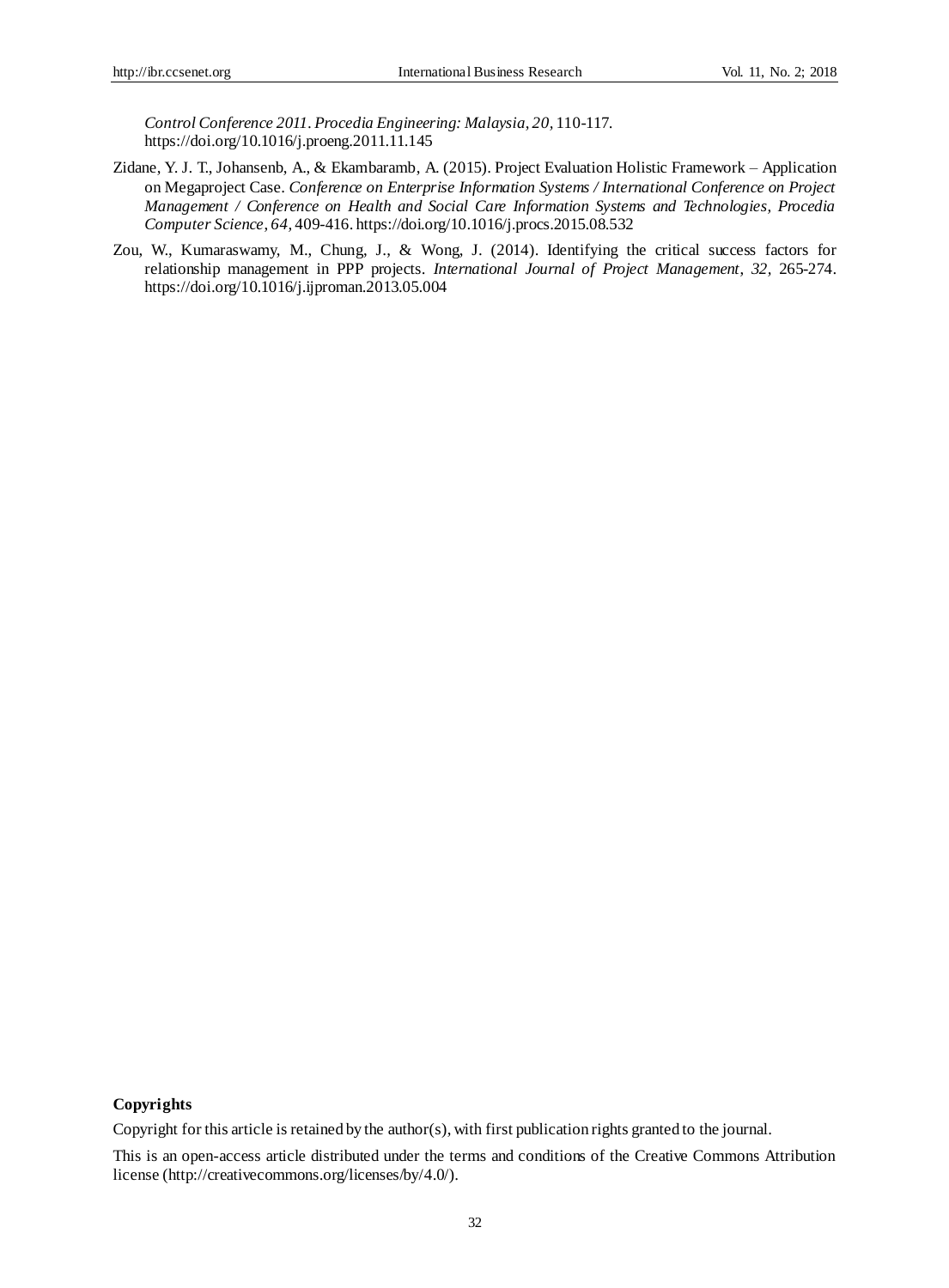*Control Conference 2011. Procedia Engineering: Malaysia*, *20*, 110-117. https://doi.org/10.1016/j.proeng.2011.11.145

Zidane, Y. J. T., Johansenb, A., & Ekambaramb, A. (2015). Project Evaluation Holistic Framework – Application on Megaproject Case. *Conference on Enterprise Information Systems / International Conference on Project Management / Conference on Health and Social Care Information Systems and Technologies, Procedia Computer Science*, *64*, 409-416. https://doi.org/10.1016/j.procs.2015.08.532

Zou, W., Kumaraswamy, M., Chung, J., & Wong, J. (2014). Identifying the critical success factors for relationship management in PPP projects. *International Journal of Project Management*, *32*, 265-274. https://doi.org/10.1016/j.ijproman.2013.05.004

**Copyrights**

Copyright for this article is retained by the author(s), with first publication rights granted to the journal.

This is an open-access article distributed under the terms and conditions of the Creative Commons Attribution license (http://creativecommons.org/licenses/by/4.0/).